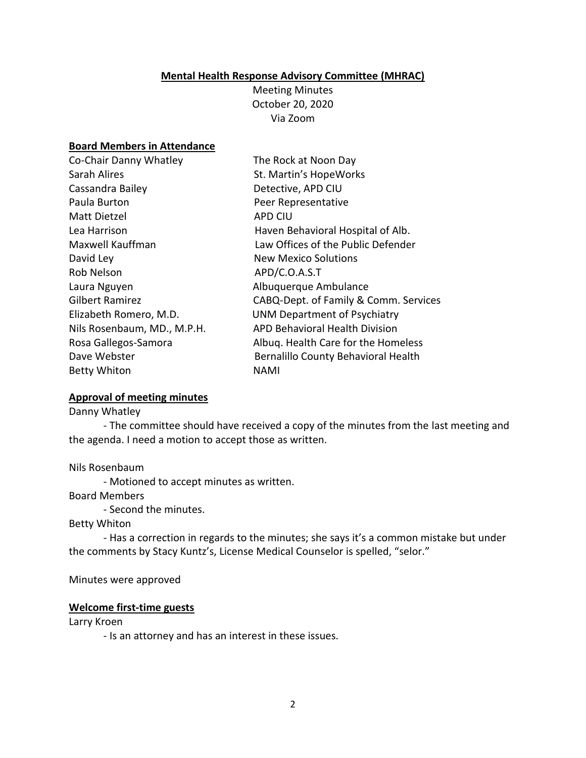**Mental Health Response Advisory Committee (MHRAC)**

Meeting Minutes
October 20, 2020
Via Zoom

**Board Members in Attendance**

| | |
|---|---|
| Co-Chair Danny Whatley | The Rock at Noon Day |
| Sarah Alires | St. Martin's HopeWorks |
| Cassandra Bailey | Detective, APD CIU |
| Paula Burton | Peer Representative |
| Matt Dietzel | APD CIU |
| Lea Harrison | Haven Behavioral Hospital of Alb. |
| Maxwell Kauffman | Law Offices of the Public Defender |
| David Ley | New Mexico Solutions |
| Rob Nelson | APD/C.O.A.S.T |
| Laura Nguyen | Albuquerque Ambulance |
| Gilbert Ramirez | CABQ-Dept. of Family & Comm. Services |
| Elizabeth Romero, M.D. | UNM Department of Psychiatry |
| Nils Rosenbaum, MD., M.P.H. | APD Behavioral Health Division |
| Rosa Gallegos-Samora | Albuq. Health Care for the Homeless |
| Dave Webster | Bernalillo County Behavioral Health |
| Betty Whiton | NAMI |

**Approval of meeting minutes**

Danny Whatley

- The committee should have received a copy of the minutes from the last meeting and the agenda. I need a motion to accept those as written.

Nils Rosenbaum

- Motioned to accept minutes as written.

Board Members

- Second the minutes.

Betty Whiton

- Has a correction in regards to the minutes; she says it's a common mistake but under the comments by Stacy Kuntz's, License Medical Counselor is spelled, "selor."

Minutes were approved

**Welcome first-time guests**

Larry Kroen

- Is an attorney and has an interest in these issues.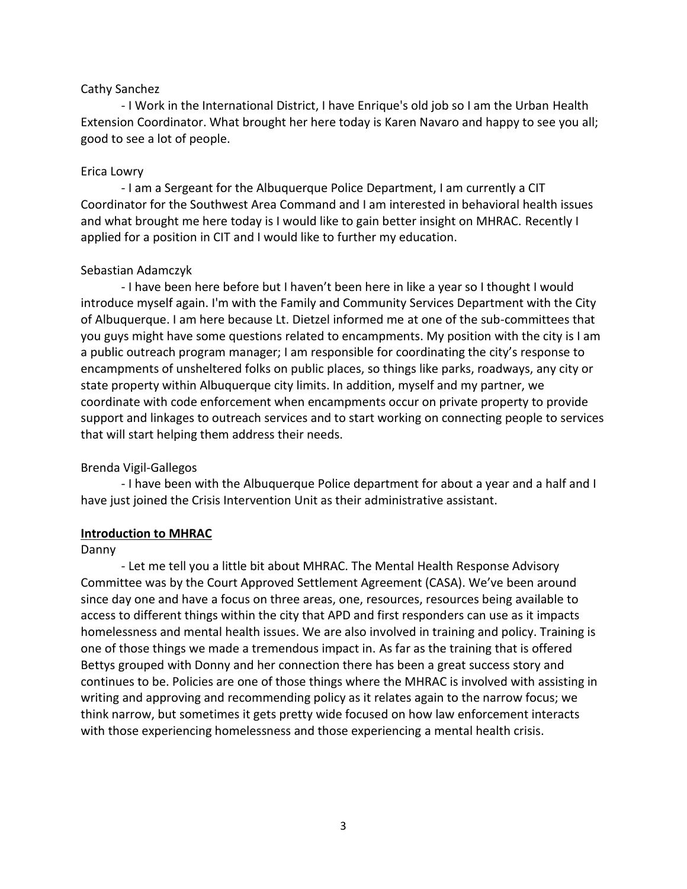Cathy Sanchez

- I Work in the International District, I have Enrique's old job so I am the Urban Health Extension Coordinator. What brought her here today is Karen Navaro and happy to see you all; good to see a lot of people.

Erica Lowry

- I am a Sergeant for the Albuquerque Police Department, I am currently a CIT Coordinator for the Southwest Area Command and I am interested in behavioral health issues and what brought me here today is I would like to gain better insight on MHRAC. Recently I applied for a position in CIT and I would like to further my education.

Sebastian Adamczyk

- I have been here before but I haven't been here in like a year so I thought I would introduce myself again. I'm with the Family and Community Services Department with the City of Albuquerque. I am here because Lt. Dietzel informed me at one of the sub-committees that you guys might have some questions related to encampments. My position with the city is I am a public outreach program manager; I am responsible for coordinating the city's response to encampments of unsheltered folks on public places, so things like parks, roadways, any city or state property within Albuquerque city limits. In addition, myself and my partner, we coordinate with code enforcement when encampments occur on private property to provide support and linkages to outreach services and to start working on connecting people to services that will start helping them address their needs.

Brenda Vigil-Gallegos

- I have been with the Albuquerque Police department for about a year and a half and I have just joined the Crisis Intervention Unit as their administrative assistant.

**<u>Introduction to MHRAC</u>**

Danny

- Let me tell you a little bit about MHRAC. The Mental Health Response Advisory Committee was by the Court Approved Settlement Agreement (CASA). We've been around since day one and have a focus on three areas, one, resources, resources being available to access to different things within the city that APD and first responders can use as it impacts homelessness and mental health issues. We are also involved in training and policy. Training is one of those things we made a tremendous impact in. As far as the training that is offered Bettys grouped with Donny and her connection there has been a great success story and continues to be. Policies are one of those things where the MHRAC is involved with assisting in writing and approving and recommending policy as it relates again to the narrow focus; we think narrow, but sometimes it gets pretty wide focused on how law enforcement interacts with those experiencing homelessness and those experiencing a mental health crisis.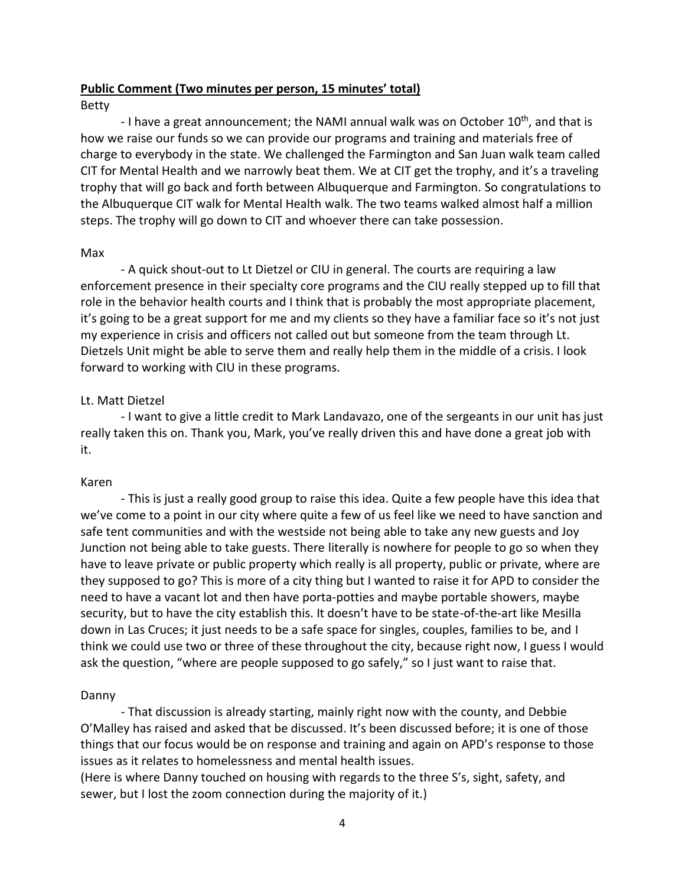**Public Comment (Two minutes per person, 15 minutes' total)**

Betty

- I have a great announcement; the NAMI annual walk was on October 10th, and that is how we raise our funds so we can provide our programs and training and materials free of charge to everybody in the state. We challenged the Farmington and San Juan walk team called CIT for Mental Health and we narrowly beat them. We at CIT get the trophy, and it's a traveling trophy that will go back and forth between Albuquerque and Farmington. So congratulations to the Albuquerque CIT walk for Mental Health walk. The two teams walked almost half a million steps. The trophy will go down to CIT and whoever there can take possession.

Max

- A quick shout-out to Lt Dietzel or CIU in general. The courts are requiring a law enforcement presence in their specialty core programs and the CIU really stepped up to fill that role in the behavior health courts and I think that is probably the most appropriate placement, it's going to be a great support for me and my clients so they have a familiar face so it's not just my experience in crisis and officers not called out but someone from the team through Lt. Dietzels Unit might be able to serve them and really help them in the middle of a crisis. I look forward to working with CIU in these programs.

Lt. Matt Dietzel

- I want to give a little credit to Mark Landavazo, one of the sergeants in our unit has just really taken this on. Thank you, Mark, you've really driven this and have done a great job with it.

Karen

- This is just a really good group to raise this idea. Quite a few people have this idea that we've come to a point in our city where quite a few of us feel like we need to have sanction and safe tent communities and with the westside not being able to take any new guests and Joy Junction not being able to take guests. There literally is nowhere for people to go so when they have to leave private or public property which really is all property, public or private, where are they supposed to go? This is more of a city thing but I wanted to raise it for APD to consider the need to have a vacant lot and then have porta-potties and maybe portable showers, maybe security, but to have the city establish this. It doesn't have to be state-of-the-art like Mesilla down in Las Cruces; it just needs to be a safe space for singles, couples, families to be, and I think we could use two or three of these throughout the city, because right now, I guess I would ask the question, "where are people supposed to go safely," so I just want to raise that.

Danny

- That discussion is already starting, mainly right now with the county, and Debbie O'Malley has raised and asked that be discussed. It's been discussed before; it is one of those things that our focus would be on response and training and again on APD's response to those issues as it relates to homelessness and mental health issues.

(Here is where Danny touched on housing with regards to the three S's, sight, safety, and sewer, but I lost the zoom connection during the majority of it.)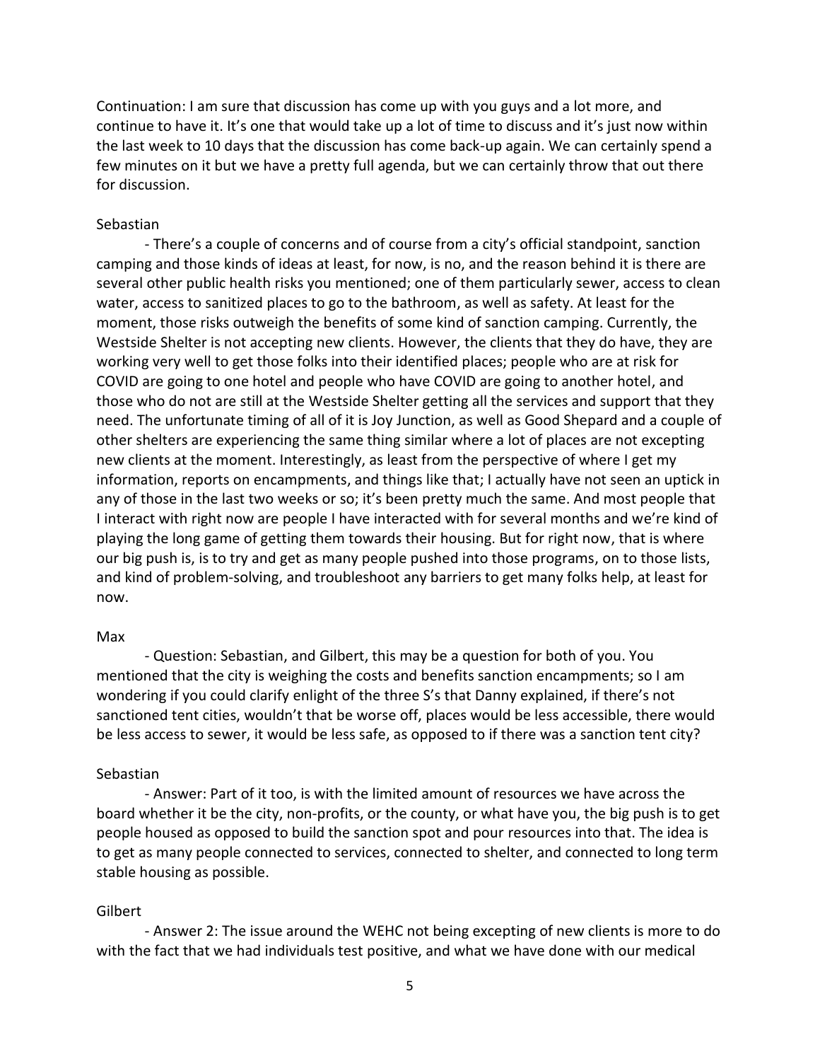Continuation: I am sure that discussion has come up with you guys and a lot more, and continue to have it. It's one that would take up a lot of time to discuss and it's just now within the last week to 10 days that the discussion has come back-up again. We can certainly spend a few minutes on it but we have a pretty full agenda, but we can certainly throw that out there for discussion.

Sebastian

- There's a couple of concerns and of course from a city's official standpoint, sanction camping and those kinds of ideas at least, for now, is no, and the reason behind it is there are several other public health risks you mentioned; one of them particularly sewer, access to clean water, access to sanitized places to go to the bathroom, as well as safety. At least for the moment, those risks outweigh the benefits of some kind of sanction camping. Currently, the Westside Shelter is not accepting new clients. However, the clients that they do have, they are working very well to get those folks into their identified places; people who are at risk for COVID are going to one hotel and people who have COVID are going to another hotel, and those who do not are still at the Westside Shelter getting all the services and support that they need. The unfortunate timing of all of it is Joy Junction, as well as Good Shepard and a couple of other shelters are experiencing the same thing similar where a lot of places are not excepting new clients at the moment. Interestingly, as least from the perspective of where I get my information, reports on encampments, and things like that; I actually have not seen an uptick in any of those in the last two weeks or so; it's been pretty much the same. And most people that I interact with right now are people I have interacted with for several months and we're kind of playing the long game of getting them towards their housing. But for right now, that is where our big push is, is to try and get as many people pushed into those programs, on to those lists, and kind of problem-solving, and troubleshoot any barriers to get many folks help, at least for now.

Max

- Question: Sebastian, and Gilbert, this may be a question for both of you. You mentioned that the city is weighing the costs and benefits sanction encampments; so I am wondering if you could clarify enlight of the three S's that Danny explained, if there's not sanctioned tent cities, wouldn't that be worse off, places would be less accessible, there would be less access to sewer, it would be less safe, as opposed to if there was a sanction tent city?

Sebastian

- Answer: Part of it too, is with the limited amount of resources we have across the board whether it be the city, non-profits, or the county, or what have you, the big push is to get people housed as opposed to build the sanction spot and pour resources into that. The idea is to get as many people connected to services, connected to shelter, and connected to long term stable housing as possible.

Gilbert

- Answer 2: The issue around the WEHC not being excepting of new clients is more to do with the fact that we had individuals test positive, and what we have done with our medical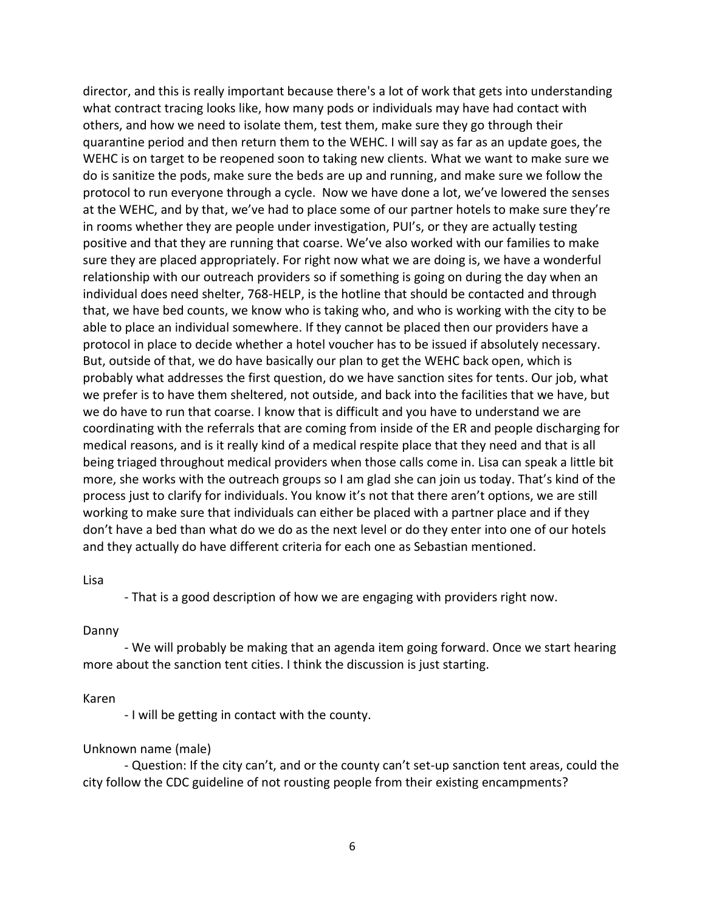director, and this is really important because there's a lot of work that gets into understanding what contract tracing looks like, how many pods or individuals may have had contact with others, and how we need to isolate them, test them, make sure they go through their quarantine period and then return them to the WEHC. I will say as far as an update goes, the WEHC is on target to be reopened soon to taking new clients. What we want to make sure we do is sanitize the pods, make sure the beds are up and running, and make sure we follow the protocol to run everyone through a cycle. Now we have done a lot, we've lowered the senses at the WEHC, and by that, we've had to place some of our partner hotels to make sure they're in rooms whether they are people under investigation, PUI's, or they are actually testing positive and that they are running that coarse. We've also worked with our families to make sure they are placed appropriately. For right now what we are doing is, we have a wonderful relationship with our outreach providers so if something is going on during the day when an individual does need shelter, 768-HELP, is the hotline that should be contacted and through that, we have bed counts, we know who is taking who, and who is working with the city to be able to place an individual somewhere. If they cannot be placed then our providers have a protocol in place to decide whether a hotel voucher has to be issued if absolutely necessary. But, outside of that, we do have basically our plan to get the WEHC back open, which is probably what addresses the first question, do we have sanction sites for tents. Our job, what we prefer is to have them sheltered, not outside, and back into the facilities that we have, but we do have to run that coarse. I know that is difficult and you have to understand we are coordinating with the referrals that are coming from inside of the ER and people discharging for medical reasons, and is it really kind of a medical respite place that they need and that is all being triaged throughout medical providers when those calls come in. Lisa can speak a little bit more, she works with the outreach groups so I am glad she can join us today. That's kind of the process just to clarify for individuals. You know it's not that there aren't options, we are still working to make sure that individuals can either be placed with a partner place and if they don't have a bed than what do we do as the next level or do they enter into one of our hotels and they actually do have different criteria for each one as Sebastian mentioned.

Lisa

- That is a good description of how we are engaging with providers right now.

Danny

- We will probably be making that an agenda item going forward. Once we start hearing more about the sanction tent cities. I think the discussion is just starting.

Karen

- I will be getting in contact with the county.

Unknown name (male)

- Question: If the city can't, and or the county can't set-up sanction tent areas, could the city follow the CDC guideline of not rousting people from their existing encampments?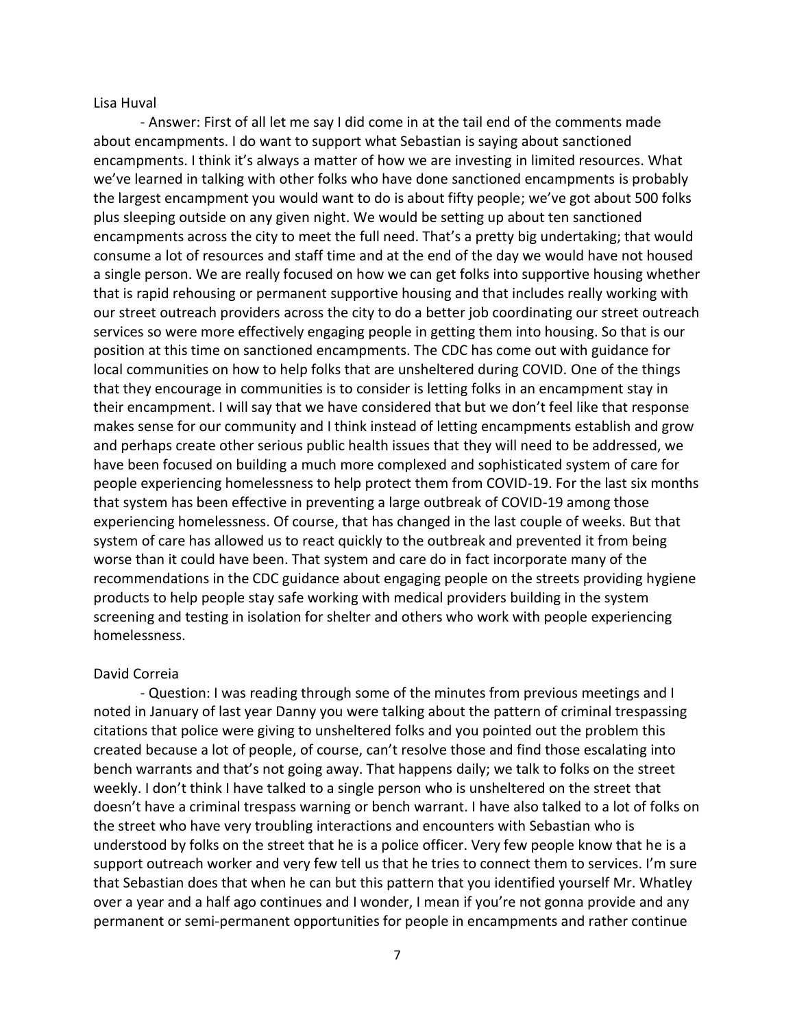Lisa Huval

- Answer: First of all let me say I did come in at the tail end of the comments made about encampments. I do want to support what Sebastian is saying about sanctioned encampments. I think it's always a matter of how we are investing in limited resources. What we've learned in talking with other folks who have done sanctioned encampments is probably the largest encampment you would want to do is about fifty people; we've got about 500 folks plus sleeping outside on any given night. We would be setting up about ten sanctioned encampments across the city to meet the full need. That's a pretty big undertaking; that would consume a lot of resources and staff time and at the end of the day we would have not housed a single person. We are really focused on how we can get folks into supportive housing whether that is rapid rehousing or permanent supportive housing and that includes really working with our street outreach providers across the city to do a better job coordinating our street outreach services so were more effectively engaging people in getting them into housing. So that is our position at this time on sanctioned encampments. The CDC has come out with guidance for local communities on how to help folks that are unsheltered during COVID. One of the things that they encourage in communities is to consider is letting folks in an encampment stay in their encampment. I will say that we have considered that but we don't feel like that response makes sense for our community and I think instead of letting encampments establish and grow and perhaps create other serious public health issues that they will need to be addressed, we have been focused on building a much more complexed and sophisticated system of care for people experiencing homelessness to help protect them from COVID-19. For the last six months that system has been effective in preventing a large outbreak of COVID-19 among those experiencing homelessness. Of course, that has changed in the last couple of weeks. But that system of care has allowed us to react quickly to the outbreak and prevented it from being worse than it could have been. That system and care do in fact incorporate many of the recommendations in the CDC guidance about engaging people on the streets providing hygiene products to help people stay safe working with medical providers building in the system screening and testing in isolation for shelter and others who work with people experiencing homelessness.

David Correia

- Question: I was reading through some of the minutes from previous meetings and I noted in January of last year Danny you were talking about the pattern of criminal trespassing citations that police were giving to unsheltered folks and you pointed out the problem this created because a lot of people, of course, can't resolve those and find those escalating into bench warrants and that's not going away. That happens daily; we talk to folks on the street weekly. I don't think I have talked to a single person who is unsheltered on the street that doesn't have a criminal trespass warning or bench warrant. I have also talked to a lot of folks on the street who have very troubling interactions and encounters with Sebastian who is understood by folks on the street that he is a police officer. Very few people know that he is a support outreach worker and very few tell us that he tries to connect them to services. I'm sure that Sebastian does that when he can but this pattern that you identified yourself Mr. Whatley over a year and a half ago continues and I wonder, I mean if you're not gonna provide and any permanent or semi-permanent opportunities for people in encampments and rather continue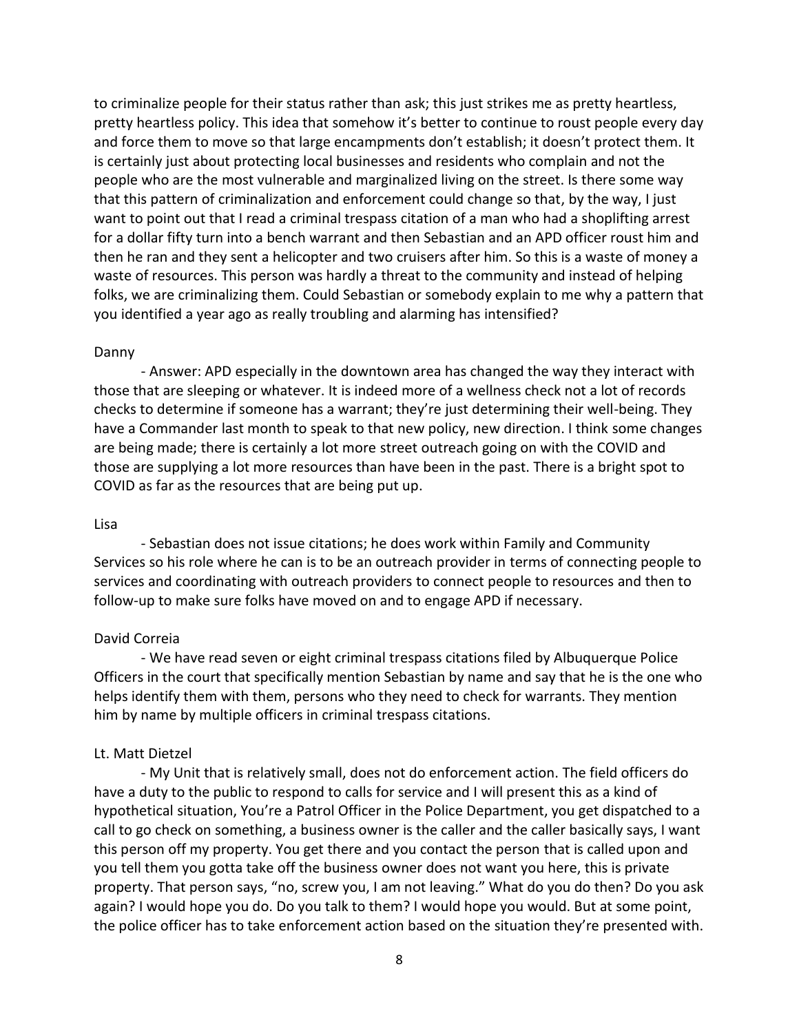to criminalize people for their status rather than ask; this just strikes me as pretty heartless, pretty heartless policy. This idea that somehow it's better to continue to roust people every day and force them to move so that large encampments don't establish; it doesn't protect them. It is certainly just about protecting local businesses and residents who complain and not the people who are the most vulnerable and marginalized living on the street. Is there some way that this pattern of criminalization and enforcement could change so that, by the way, I just want to point out that I read a criminal trespass citation of a man who had a shoplifting arrest for a dollar fifty turn into a bench warrant and then Sebastian and an APD officer roust him and then he ran and they sent a helicopter and two cruisers after him. So this is a waste of money a waste of resources. This person was hardly a threat to the community and instead of helping folks, we are criminalizing them. Could Sebastian or somebody explain to me why a pattern that you identified a year ago as really troubling and alarming has intensified?

Danny

- Answer: APD especially in the downtown area has changed the way they interact with those that are sleeping or whatever. It is indeed more of a wellness check not a lot of records checks to determine if someone has a warrant; they're just determining their well-being. They have a Commander last month to speak to that new policy, new direction. I think some changes are being made; there is certainly a lot more street outreach going on with the COVID and those are supplying a lot more resources than have been in the past. There is a bright spot to COVID as far as the resources that are being put up.

Lisa

- Sebastian does not issue citations; he does work within Family and Community Services so his role where he can is to be an outreach provider in terms of connecting people to services and coordinating with outreach providers to connect people to resources and then to follow-up to make sure folks have moved on and to engage APD if necessary.

David Correia

- We have read seven or eight criminal trespass citations filed by Albuquerque Police Officers in the court that specifically mention Sebastian by name and say that he is the one who helps identify them with them, persons who they need to check for warrants. They mention him by name by multiple officers in criminal trespass citations.

Lt. Matt Dietzel

- My Unit that is relatively small, does not do enforcement action. The field officers do have a duty to the public to respond to calls for service and I will present this as a kind of hypothetical situation, You're a Patrol Officer in the Police Department, you get dispatched to a call to go check on something, a business owner is the caller and the caller basically says, I want this person off my property. You get there and you contact the person that is called upon and you tell them you gotta take off the business owner does not want you here, this is private property. That person says, "no, screw you, I am not leaving." What do you do then? Do you ask again? I would hope you do. Do you talk to them? I would hope you would. But at some point, the police officer has to take enforcement action based on the situation they're presented with.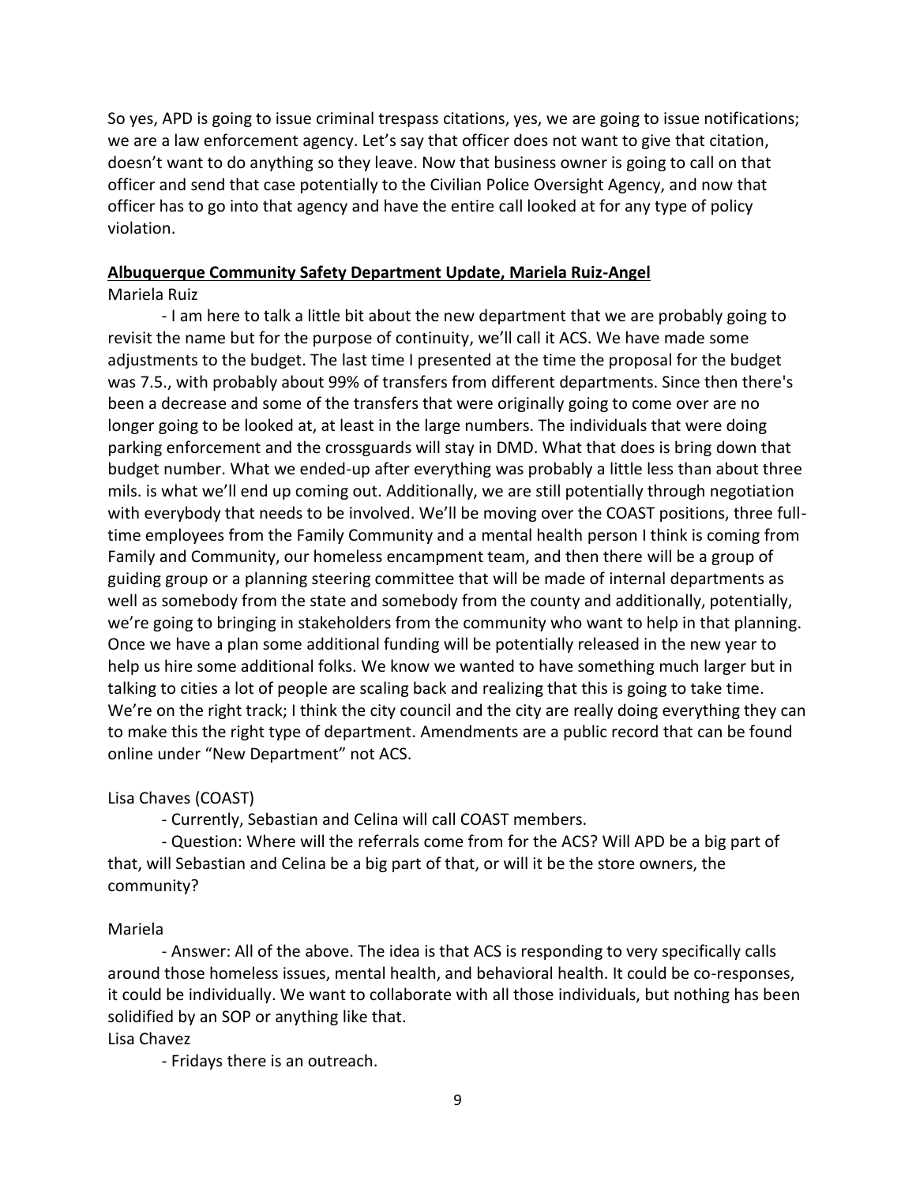So yes, APD is going to issue criminal trespass citations, yes, we are going to issue notifications; we are a law enforcement agency. Let's say that officer does not want to give that citation, doesn't want to do anything so they leave. Now that business owner is going to call on that officer and send that case potentially to the Civilian Police Oversight Agency, and now that officer has to go into that agency and have the entire call looked at for any type of policy violation.

**Albuquerque Community Safety Department Update, Mariela Ruiz-Angel**

Mariela Ruiz

- I am here to talk a little bit about the new department that we are probably going to revisit the name but for the purpose of continuity, we'll call it ACS. We have made some adjustments to the budget. The last time I presented at the time the proposal for the budget was 7.5., with probably about 99% of transfers from different departments. Since then there's been a decrease and some of the transfers that were originally going to come over are no longer going to be looked at, at least in the large numbers. The individuals that were doing parking enforcement and the crossguards will stay in DMD. What that does is bring down that budget number. What we ended-up after everything was probably a little less than about three mils. is what we'll end up coming out. Additionally, we are still potentially through negotiation with everybody that needs to be involved. We'll be moving over the COAST positions, three full-time employees from the Family Community and a mental health person I think is coming from Family and Community, our homeless encampment team, and then there will be a group of guiding group or a planning steering committee that will be made of internal departments as well as somebody from the state and somebody from the county and additionally, potentially, we're going to bringing in stakeholders from the community who want to help in that planning. Once we have a plan some additional funding will be potentially released in the new year to help us hire some additional folks. We know we wanted to have something much larger but in talking to cities a lot of people are scaling back and realizing that this is going to take time. We're on the right track; I think the city council and the city are really doing everything they can to make this the right type of department. Amendments are a public record that can be found online under "New Department" not ACS.

Lisa Chaves (COAST)

- Currently, Sebastian and Celina will call COAST members.
- Question: Where will the referrals come from for the ACS? Will APD be a big part of that, will Sebastian and Celina be a big part of that, or will it be the store owners, the community?

Mariela

- Answer: All of the above. The idea is that ACS is responding to very specifically calls around those homeless issues, mental health, and behavioral health. It could be co-responses, it could be individually. We want to collaborate with all those individuals, but nothing has been solidified by an SOP or anything like that.

Lisa Chavez

- Fridays there is an outreach.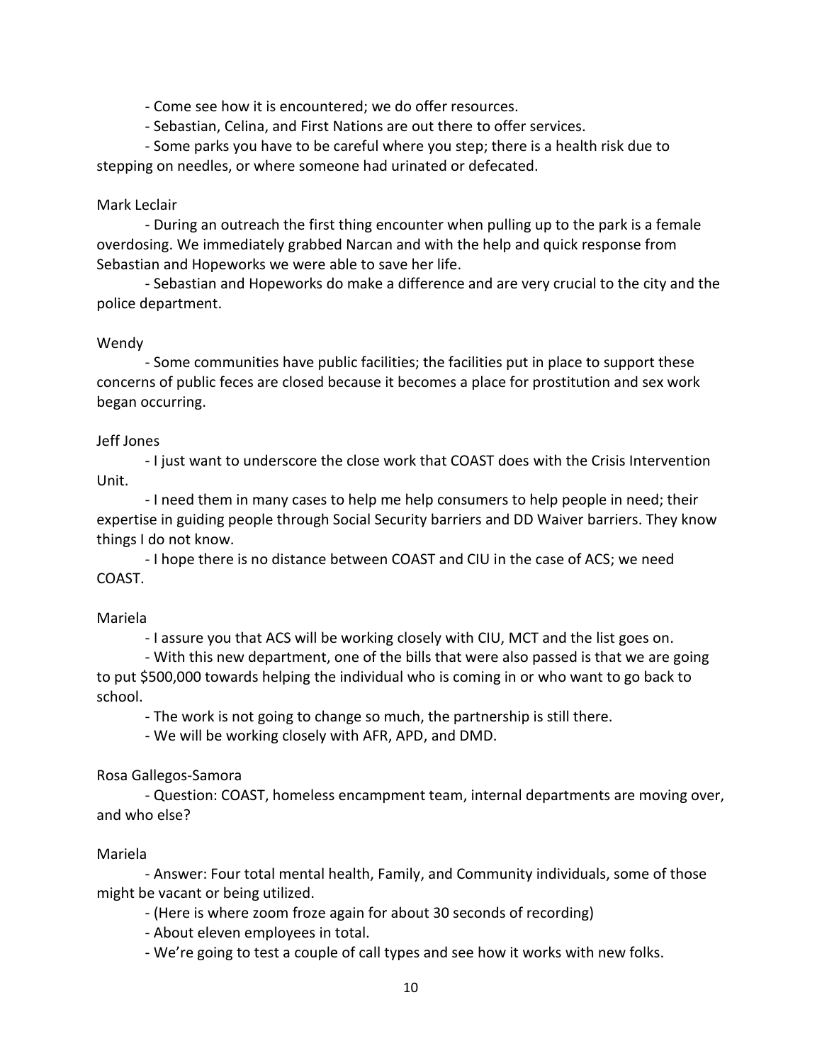- Come see how it is encountered; we do offer resources.

- Sebastian, Celina, and First Nations are out there to offer services.

- Some parks you have to be careful where you step; there is a health risk due to stepping on needles, or where someone had urinated or defecated.

Mark Leclair

- During an outreach the first thing encounter when pulling up to the park is a female overdosing. We immediately grabbed Narcan and with the help and quick response from Sebastian and Hopeworks we were able to save her life.

- Sebastian and Hopeworks do make a difference and are very crucial to the city and the police department.

Wendy

- Some communities have public facilities; the facilities put in place to support these concerns of public feces are closed because it becomes a place for prostitution and sex work began occurring.

Jeff Jones

- I just want to underscore the close work that COAST does with the Crisis Intervention Unit.

- I need them in many cases to help me help consumers to help people in need; their expertise in guiding people through Social Security barriers and DD Waiver barriers. They know things I do not know.

- I hope there is no distance between COAST and CIU in the case of ACS; we need COAST.

Mariela

- I assure you that ACS will be working closely with CIU, MCT and the list goes on.

- With this new department, one of the bills that were also passed is that we are going to put $500,000 towards helping the individual who is coming in or who want to go back to school.

- The work is not going to change so much, the partnership is still there.

- We will be working closely with AFR, APD, and DMD.

Rosa Gallegos-Samora

- Question: COAST, homeless encampment team, internal departments are moving over, and who else?

Mariela

- Answer: Four total mental health, Family, and Community individuals, some of those might be vacant or being utilized.

- (Here is where zoom froze again for about 30 seconds of recording)

- About eleven employees in total.

- We're going to test a couple of call types and see how it works with new folks.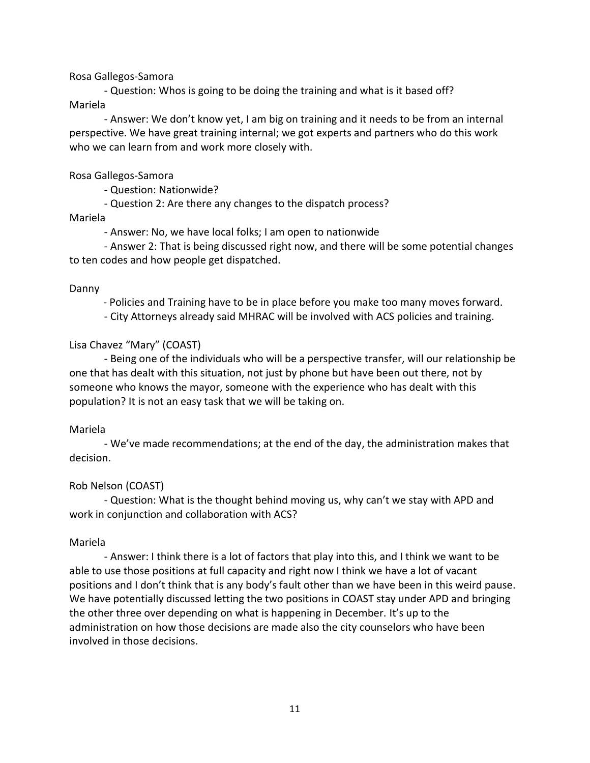Rosa Gallegos-Samora

- Question: Whos is going to be doing the training and what is it based off?

Mariela

- Answer: We don't know yet, I am big on training and it needs to be from an internal perspective. We have great training internal; we got experts and partners who do this work who we can learn from and work more closely with.

Rosa Gallegos-Samora

- Question: Nationwide?
- Question 2: Are there any changes to the dispatch process?

Mariela

- Answer: No, we have local folks; I am open to nationwide
- Answer 2: That is being discussed right now, and there will be some potential changes to ten codes and how people get dispatched.

Danny

- Policies and Training have to be in place before you make too many moves forward.
- City Attorneys already said MHRAC will be involved with ACS policies and training.

Lisa Chavez "Mary" (COAST)

- Being one of the individuals who will be a perspective transfer, will our relationship be one that has dealt with this situation, not just by phone but have been out there, not by someone who knows the mayor, someone with the experience who has dealt with this population? It is not an easy task that we will be taking on.

Mariela

- We've made recommendations; at the end of the day, the administration makes that decision.

Rob Nelson (COAST)

- Question: What is the thought behind moving us, why can't we stay with APD and work in conjunction and collaboration with ACS?

Mariela

- Answer: I think there is a lot of factors that play into this, and I think we want to be able to use those positions at full capacity and right now I think we have a lot of vacant positions and I don't think that is any body's fault other than we have been in this weird pause. We have potentially discussed letting the two positions in COAST stay under APD and bringing the other three over depending on what is happening in December. It's up to the administration on how those decisions are made also the city counselors who have been involved in those decisions.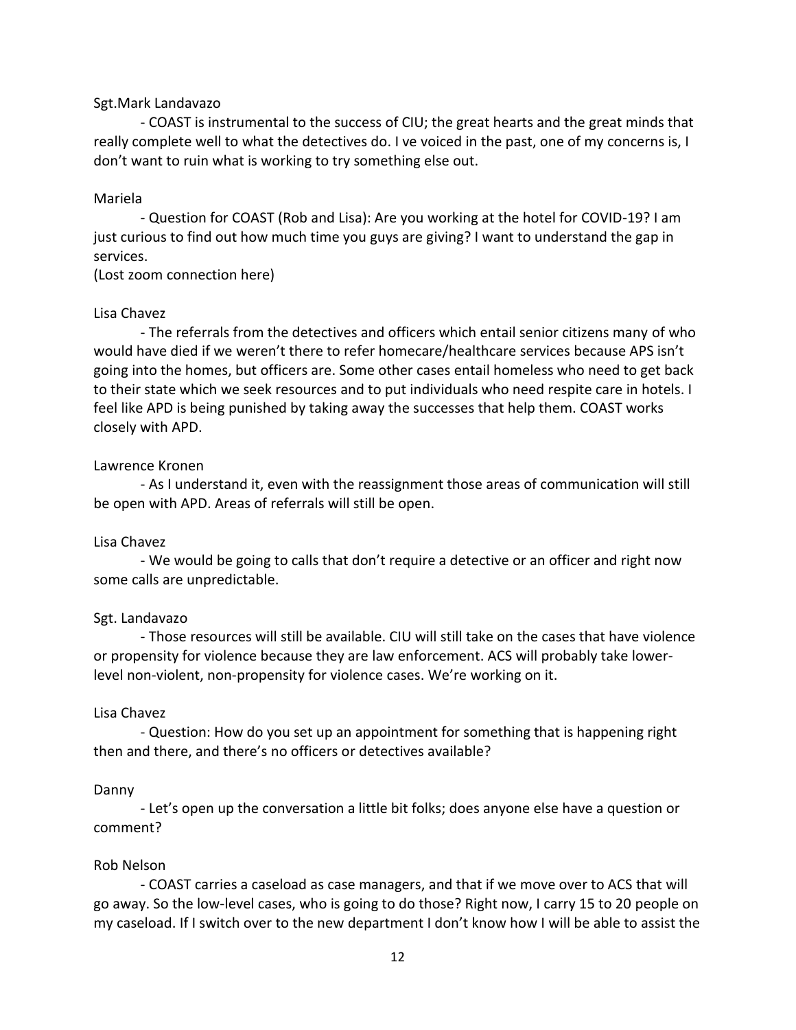Sgt.Mark Landavazo

- COAST is instrumental to the success of CIU; the great hearts and the great minds that really complete well to what the detectives do. I ve voiced in the past, one of my concerns is, I don't want to ruin what is working to try something else out.

Mariela

- Question for COAST (Rob and Lisa): Are you working at the hotel for COVID-19? I am just curious to find out how much time you guys are giving? I want to understand the gap in services.

(Lost zoom connection here)

Lisa Chavez

- The referrals from the detectives and officers which entail senior citizens many of who would have died if we weren't there to refer homecare/healthcare services because APS isn't going into the homes, but officers are. Some other cases entail homeless who need to get back to their state which we seek resources and to put individuals who need respite care in hotels. I feel like APD is being punished by taking away the successes that help them. COAST works closely with APD.

Lawrence Kronen

- As I understand it, even with the reassignment those areas of communication will still be open with APD. Areas of referrals will still be open.

Lisa Chavez

- We would be going to calls that don't require a detective or an officer and right now some calls are unpredictable.

Sgt. Landavazo

- Those resources will still be available. CIU will still take on the cases that have violence or propensity for violence because they are law enforcement. ACS will probably take lower-level non-violent, non-propensity for violence cases. We're working on it.

Lisa Chavez

- Question: How do you set up an appointment for something that is happening right then and there, and there's no officers or detectives available?

Danny

- Let's open up the conversation a little bit folks; does anyone else have a question or comment?

Rob Nelson

- COAST carries a caseload as case managers, and that if we move over to ACS that will go away. So the low-level cases, who is going to do those? Right now, I carry 15 to 20 people on my caseload. If I switch over to the new department I don't know how I will be able to assist the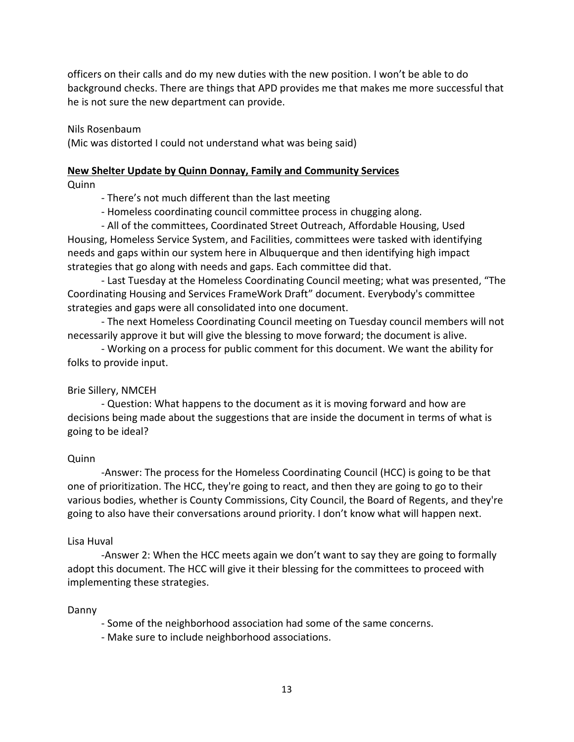officers on their calls and do my new duties with the new position. I won't be able to do background checks. There are things that APD provides me that makes me more successful that he is not sure the new department can provide.

Nils Rosenbaum

(Mic was distorted I could not understand what was being said)

**<u>New Shelter Update by Quinn Donnay, Family and Community Services</u>**

Quinn

- There's not much different than the last meeting
- Homeless coordinating council committee process in chugging along.
- All of the committees, Coordinated Street Outreach, Affordable Housing, Used Housing, Homeless Service System, and Facilities, committees were tasked with identifying needs and gaps within our system here in Albuquerque and then identifying high impact strategies that go along with needs and gaps. Each committee did that.
- Last Tuesday at the Homeless Coordinating Council meeting; what was presented, "The Coordinating Housing and Services FrameWork Draft" document. Everybody's committee strategies and gaps were all consolidated into one document.
- The next Homeless Coordinating Council meeting on Tuesday council members will not necessarily approve it but will give the blessing to move forward; the document is alive.
- Working on a process for public comment for this document. We want the ability for folks to provide input.

Brie Sillery, NMCEH

- Question: What happens to the document as it is moving forward and how are decisions being made about the suggestions that are inside the document in terms of what is going to be ideal?

Quinn

-Answer: The process for the Homeless Coordinating Council (HCC) is going to be that one of prioritization. The HCC, they're going to react, and then they are going to go to their various bodies, whether is County Commissions, City Council, the Board of Regents, and they're going to also have their conversations around priority. I don't know what will happen next.

Lisa Huval

-Answer 2: When the HCC meets again we don't want to say they are going to formally adopt this document. The HCC will give it their blessing for the committees to proceed with implementing these strategies.

Danny

- Some of the neighborhood association had some of the same concerns.
- Make sure to include neighborhood associations.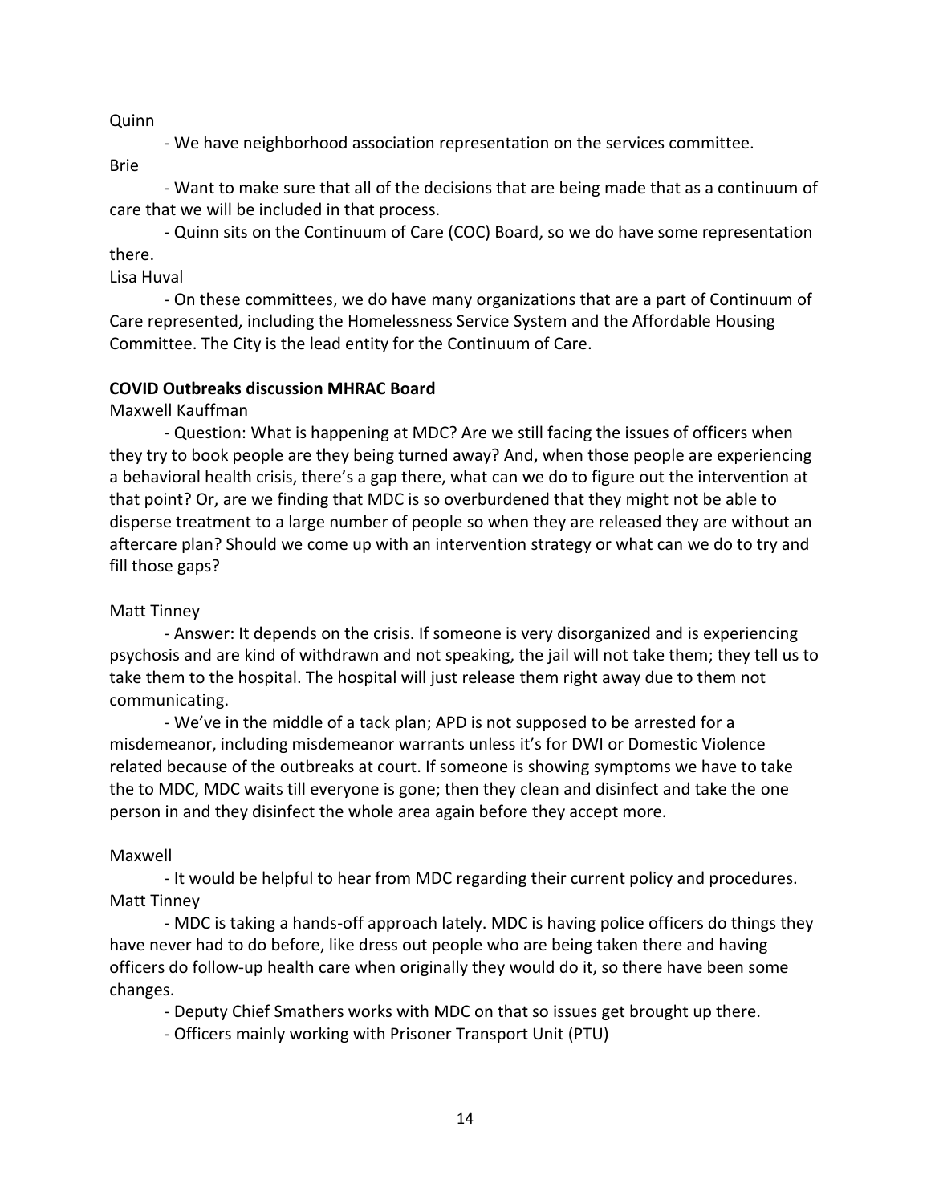Quinn

- We have neighborhood association representation on the services committee.

Brie

- Want to make sure that all of the decisions that are being made that as a continuum of care that we will be included in that process.
- Quinn sits on the Continuum of Care (COC) Board, so we do have some representation there.

Lisa Huval

- On these committees, we do have many organizations that are a part of Continuum of Care represented, including the Homelessness Service System and the Affordable Housing Committee. The City is the lead entity for the Continuum of Care.

**COVID Outbreaks discussion MHRAC Board**

Maxwell Kauffman

- Question: What is happening at MDC? Are we still facing the issues of officers when they try to book people are they being turned away? And, when those people are experiencing a behavioral health crisis, there's a gap there, what can we do to figure out the intervention at that point? Or, are we finding that MDC is so overburdened that they might not be able to disperse treatment to a large number of people so when they are released they are without an aftercare plan? Should we come up with an intervention strategy or what can we do to try and fill those gaps?

Matt Tinney

- Answer: It depends on the crisis. If someone is very disorganized and is experiencing psychosis and are kind of withdrawn and not speaking, the jail will not take them; they tell us to take them to the hospital. The hospital will just release them right away due to them not communicating.
- We've in the middle of a tack plan; APD is not supposed to be arrested for a misdemeanor, including misdemeanor warrants unless it's for DWI or Domestic Violence related because of the outbreaks at court. If someone is showing symptoms we have to take the to MDC, MDC waits till everyone is gone; then they clean and disinfect and take the one person in and they disinfect the whole area again before they accept more.

Maxwell

- It would be helpful to hear from MDC regarding their current policy and procedures.

Matt Tinney

- MDC is taking a hands-off approach lately. MDC is having police officers do things they have never had to do before, like dress out people who are being taken there and having officers do follow-up health care when originally they would do it, so there have been some changes.
- Deputy Chief Smathers works with MDC on that so issues get brought up there.
- Officers mainly working with Prisoner Transport Unit (PTU)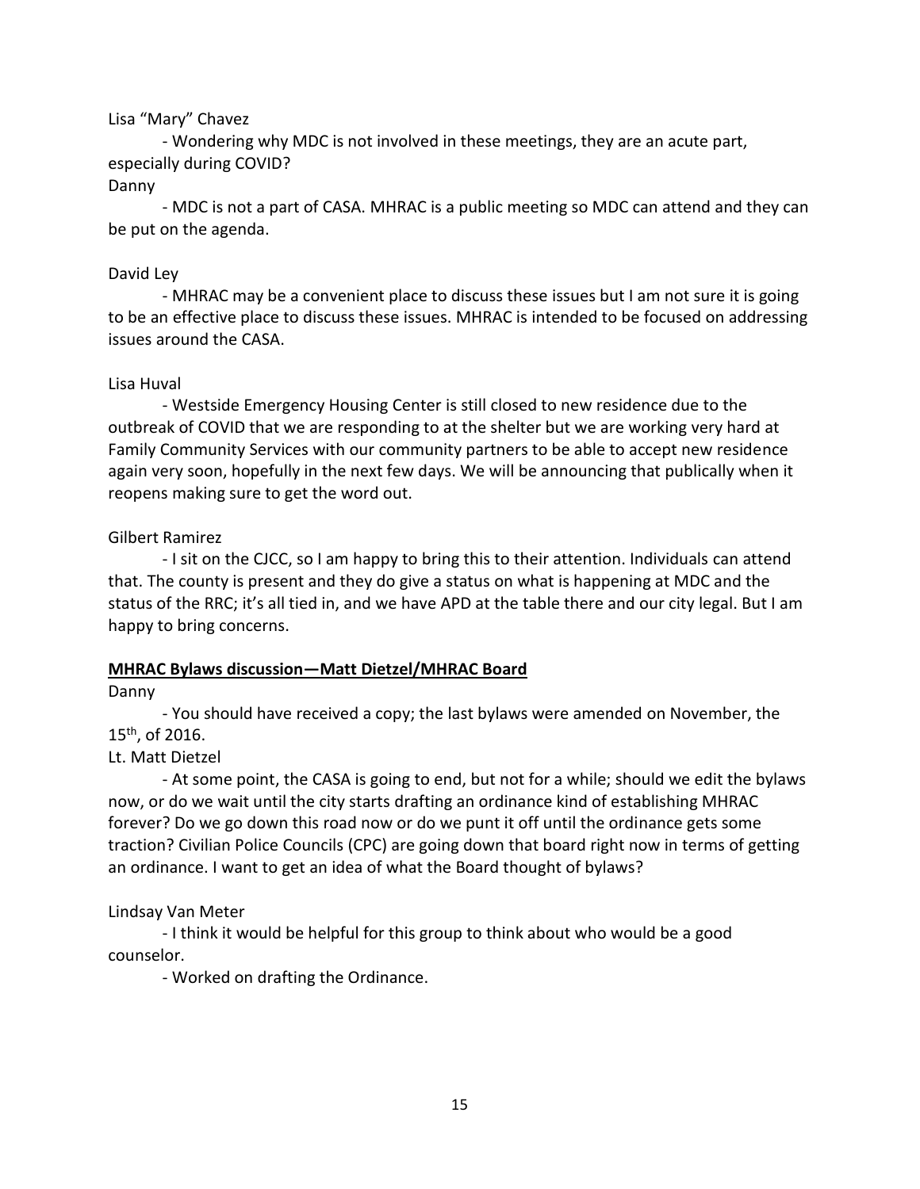Lisa "Mary" Chavez

- Wondering why MDC is not involved in these meetings, they are an acute part, especially during COVID?

Danny

- MDC is not a part of CASA. MHRAC is a public meeting so MDC can attend and they can be put on the agenda.

David Ley

- MHRAC may be a convenient place to discuss these issues but I am not sure it is going to be an effective place to discuss these issues. MHRAC is intended to be focused on addressing issues around the CASA.

Lisa Huval

- Westside Emergency Housing Center is still closed to new residence due to the outbreak of COVID that we are responding to at the shelter but we are working very hard at Family Community Services with our community partners to be able to accept new residence again very soon, hopefully in the next few days. We will be announcing that publically when it reopens making sure to get the word out.

Gilbert Ramirez

- I sit on the CJCC, so I am happy to bring this to their attention. Individuals can attend that. The county is present and they do give a status on what is happening at MDC and the status of the RRC; it's all tied in, and we have APD at the table there and our city legal. But I am happy to bring concerns.

**MHRAC Bylaws discussion—Matt Dietzel/MHRAC Board**

Danny

- You should have received a copy; the last bylaws were amended on November, the 15th, of 2016.

Lt. Matt Dietzel

- At some point, the CASA is going to end, but not for a while; should we edit the bylaws now, or do we wait until the city starts drafting an ordinance kind of establishing MHRAC forever? Do we go down this road now or do we punt it off until the ordinance gets some traction? Civilian Police Councils (CPC) are going down that board right now in terms of getting an ordinance. I want to get an idea of what the Board thought of bylaws?

Lindsay Van Meter

- I think it would be helpful for this group to think about who would be a good counselor.
- Worked on drafting the Ordinance.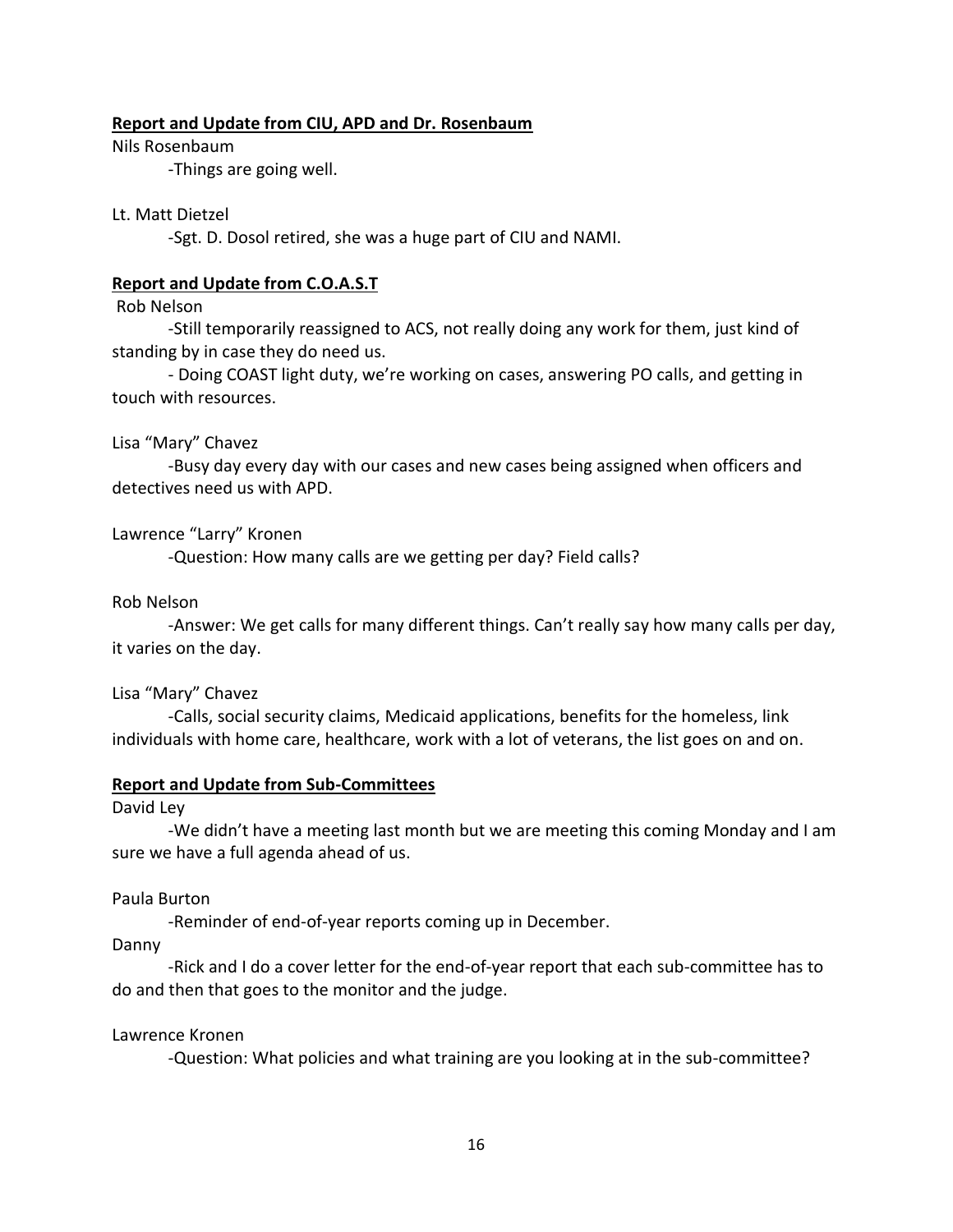**Report and Update from CIU, APD and Dr. Rosenbaum**

Nils Rosenbaum

-Things are going well.

Lt. Matt Dietzel

-Sgt. D. Dosol retired, she was a huge part of CIU and NAMI.

**Report and Update from C.O.A.S.T**

Rob Nelson

-Still temporarily reassigned to ACS, not really doing any work for them, just kind of standing by in case they do need us.

- Doing COAST light duty, we're working on cases, answering PO calls, and getting in touch with resources.

Lisa "Mary" Chavez

-Busy day every day with our cases and new cases being assigned when officers and detectives need us with APD.

Lawrence "Larry" Kronen

-Question: How many calls are we getting per day? Field calls?

Rob Nelson

-Answer: We get calls for many different things. Can't really say how many calls per day, it varies on the day.

Lisa "Mary" Chavez

-Calls, social security claims, Medicaid applications, benefits for the homeless, link individuals with home care, healthcare, work with a lot of veterans, the list goes on and on.

**Report and Update from Sub-Committees**

David Ley

-We didn't have a meeting last month but we are meeting this coming Monday and I am sure we have a full agenda ahead of us.

Paula Burton

-Reminder of end-of-year reports coming up in December.

Danny

-Rick and I do a cover letter for the end-of-year report that each sub-committee has to do and then that goes to the monitor and the judge.

Lawrence Kronen

-Question: What policies and what training are you looking at in the sub-committee?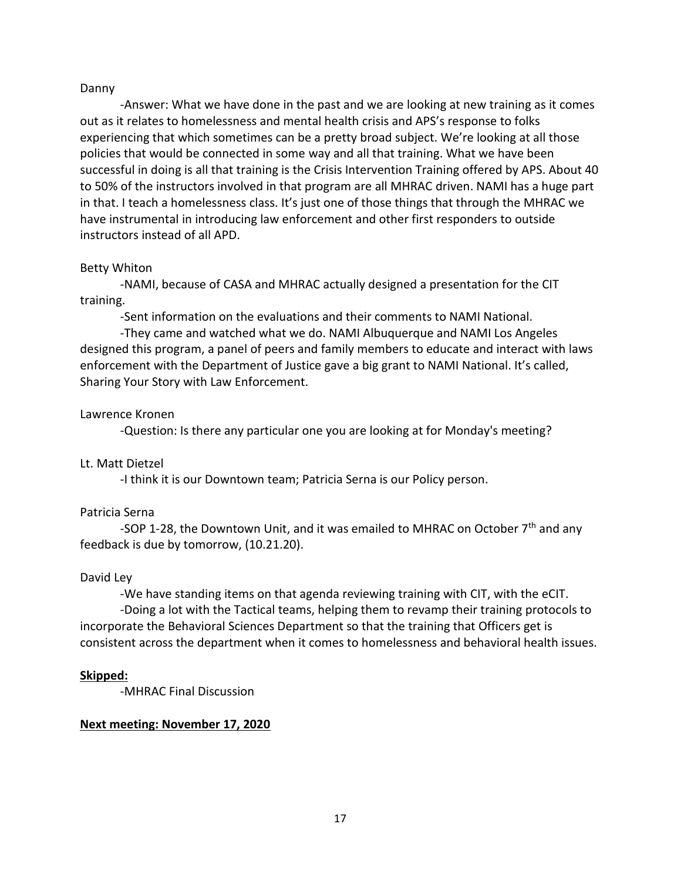Danny

-Answer: What we have done in the past and we are looking at new training as it comes out as it relates to homelessness and mental health crisis and APS's response to folks experiencing that which sometimes can be a pretty broad subject. We're looking at all those policies that would be connected in some way and all that training. What we have been successful in doing is all that training is the Crisis Intervention Training offered by APS. About 40 to 50% of the instructors involved in that program are all MHRAC driven. NAMI has a huge part in that. I teach a homelessness class. It's just one of those things that through the MHRAC we have instrumental in introducing law enforcement and other first responders to outside instructors instead of all APD.

Betty Whiton

-NAMI, because of CASA and MHRAC actually designed a presentation for the CIT training.

-Sent information on the evaluations and their comments to NAMI National.

-They came and watched what we do. NAMI Albuquerque and NAMI Los Angeles designed this program, a panel of peers and family members to educate and interact with laws enforcement with the Department of Justice gave a big grant to NAMI National. It's called, Sharing Your Story with Law Enforcement.

Lawrence Kronen

-Question: Is there any particular one you are looking at for Monday's meeting?

Lt. Matt Dietzel

-I think it is our Downtown team; Patricia Serna is our Policy person.

Patricia Serna

-SOP 1-28, the Downtown Unit, and it was emailed to MHRAC on October 7th and any feedback is due by tomorrow, (10.21.20).

David Ley

-We have standing items on that agenda reviewing training with CIT, with the eCIT.

-Doing a lot with the Tactical teams, helping them to revamp their training protocols to incorporate the Behavioral Sciences Department so that the training that Officers get is consistent across the department when it comes to homelessness and behavioral health issues.

**Skipped:**

-MHRAC Final Discussion

**Next meeting: November 17, 2020**